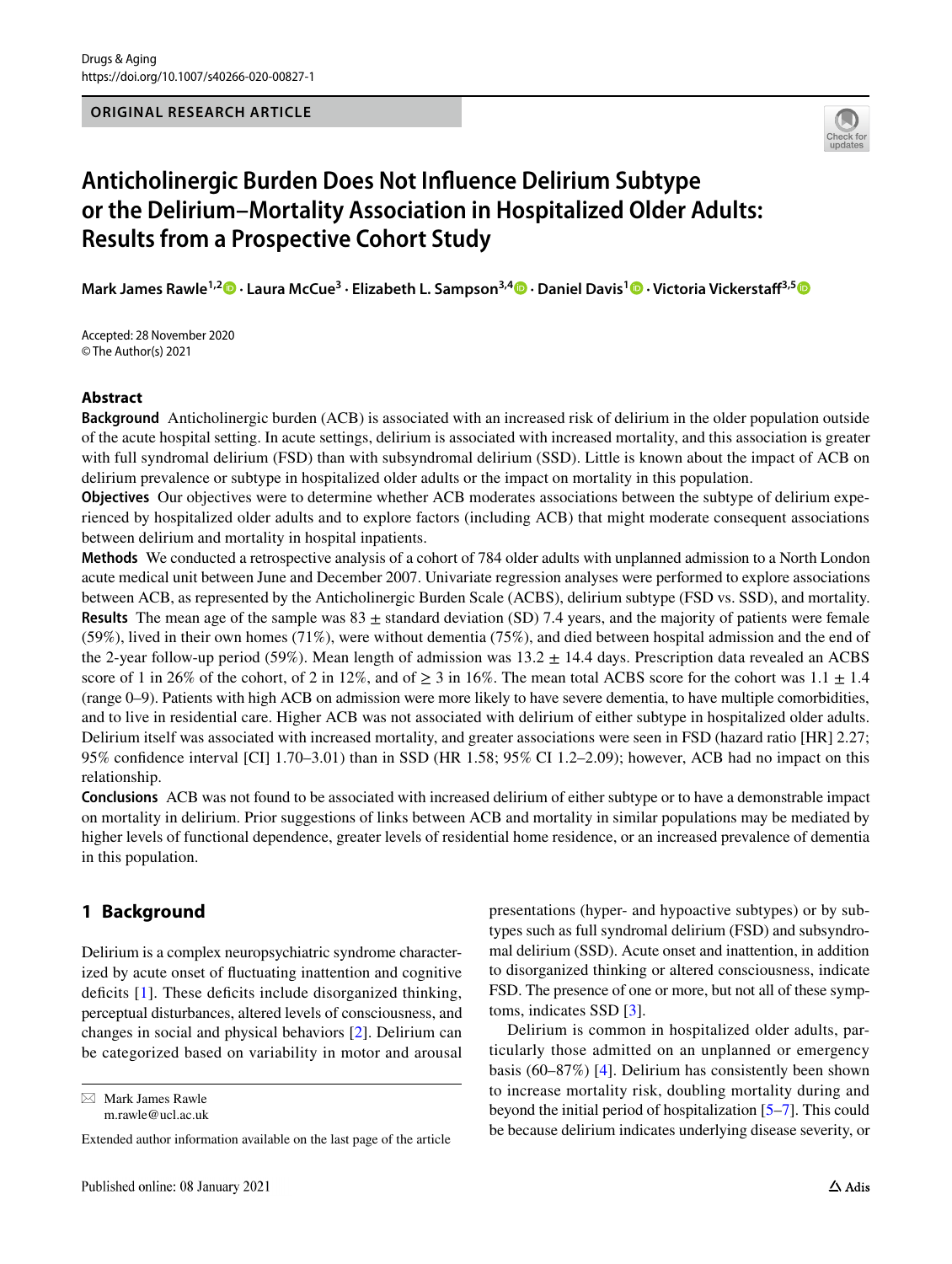ORIGINAL RESEARCH ARTICLE

# Anticholinergic Burden Does Not Influence Delirium Subtype or the Delirium–Mortality Association in Hospitalized Older Adults: Results from a Prospective Cohort Study

**Mark James Rawle[1,2] · Laura McCue[3] · Elizabeth L. Sampson[3,4] · Daniel Davis[1] · Victoria Vickerstaff[3,5]**

Accepted: 28 November 2020
© The Author(s) 2021

## Abstract

**Background** Anticholinergic burden (ACB) is associated with an increased risk of delirium in the older population outside of the acute hospital setting. In acute settings, delirium is associated with increased mortality, and this association is greater with full syndromal delirium (FSD) than with subsyndromal delirium (SSD). Little is known about the impact of ACB on delirium prevalence or subtype in hospitalized older adults or the impact on mortality in this population.

**Objectives** Our objectives were to determine whether ACB moderates associations between the subtype of delirium experienced by hospitalized older adults and to explore factors (including ACB) that might moderate consequent associations between delirium and mortality in hospital inpatients.

**Methods** We conducted a retrospective analysis of a cohort of 784 older adults with unplanned admission to a North London acute medical unit between June and December 2007. Univariate regression analyses were performed to explore associations between ACB, as represented by the Anticholinergic Burden Scale (ACBS), delirium subtype (FSD vs. SSD), and mortality.

**Results** The mean age of the sample was 83 ± standard deviation (SD) 7.4 years, and the majority of patients were female (59%), lived in their own homes (71%), were without dementia (75%), and died between hospital admission and the end of the 2-year follow-up period (59%). Mean length of admission was 13.2 ± 14.4 days. Prescription data revealed an ACBS score of 1 in 26% of the cohort, of 2 in 12%, and of ≥ 3 in 16%. The mean total ACBS score for the cohort was 1.1 ± 1.4 (range 0–9). Patients with high ACB on admission were more likely to have severe dementia, to have multiple comorbidities, and to live in residential care. Higher ACB was not associated with delirium of either subtype in hospitalized older adults. Delirium itself was associated with increased mortality, and greater associations were seen in FSD (hazard ratio [HR] 2.27; 95% confidence interval [CI] 1.70–3.01) than in SSD (HR 1.58; 95% CI 1.2–2.09); however, ACB had no impact on this relationship.

**Conclusions** ACB was not found to be associated with increased delirium of either subtype or to have a demonstrable impact on mortality in delirium. Prior suggestions of links between ACB and mortality in similar populations may be mediated by higher levels of functional dependence, greater levels of residential home residence, or an increased prevalence of dementia in this population.

## 1 Background

Delirium is a complex neuropsychiatric syndrome characterized by acute onset of fluctuating inattention and cognitive deficits [1]. These deficits include disorganized thinking, perceptual disturbances, altered levels of consciousness, and changes in social and physical behaviors [2]. Delirium can be categorized based on variability in motor and arousal presentations (hyper- and hypoactive subtypes) or by subtypes such as full syndromal delirium (FSD) and subsyndromal delirium (SSD). Acute onset and inattention, in addition to disorganized thinking or altered consciousness, indicate FSD. The presence of one or more, but not all of these symptoms, indicates SSD [3].

Delirium is common in hospitalized older adults, particularly those admitted on an unplanned or emergency basis (60–87%) [4]. Delirium has consistently been shown to increase mortality risk, doubling mortality during and beyond the initial period of hospitalization [5–7]. This could be because delirium indicates underlying disease severity, or

✉ Mark James Rawle
m.rawle@ucl.ac.uk

Extended author information available on the last page of the article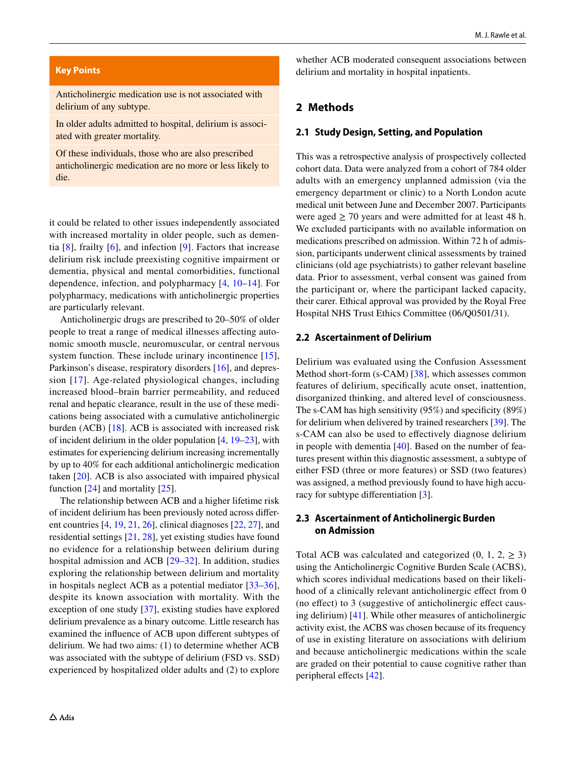**Key Points**

Anticholinergic medication use is not associated with delirium of any subtype.

In older adults admitted to hospital, delirium is associated with greater mortality.

Of these individuals, those who are also prescribed anticholinergic medication are no more or less likely to die.

it could be related to other issues independently associated with increased mortality in older people, such as dementia [8], frailty [6], and infection [9]. Factors that increase delirium risk include preexisting cognitive impairment or dementia, physical and mental comorbidities, functional dependence, infection, and polypharmacy [4, 10–14]. For polypharmacy, medications with anticholinergic properties are particularly relevant.

Anticholinergic drugs are prescribed to 20–50% of older people to treat a range of medical illnesses affecting autonomic smooth muscle, neuromuscular, or central nervous system function. These include urinary incontinence [15], Parkinson's disease, respiratory disorders [16], and depression [17]. Age-related physiological changes, including increased blood–brain barrier permeability, and reduced renal and hepatic clearance, result in the use of these medications being associated with a cumulative anticholinergic burden (ACB) [18]. ACB is associated with increased risk of incident delirium in the older population [4, 19–23], with estimates for experiencing delirium increasing incrementally by up to 40% for each additional anticholinergic medication taken [20]. ACB is also associated with impaired physical function [24] and mortality [25].

The relationship between ACB and a higher lifetime risk of incident delirium has been previously noted across different countries [4, 19, 21, 26], clinical diagnoses [22, 27], and residential settings [21, 28], yet existing studies have found no evidence for a relationship between delirium during hospital admission and ACB [29–32]. In addition, studies exploring the relationship between delirium and mortality in hospitals neglect ACB as a potential mediator [33–36], despite its known association with mortality. With the exception of one study [37], existing studies have explored delirium prevalence as a binary outcome. Little research has examined the influence of ACB upon different subtypes of delirium. We had two aims: (1) to determine whether ACB was associated with the subtype of delirium (FSD vs. SSD) experienced by hospitalized older adults and (2) to explore whether ACB moderated consequent associations between delirium and mortality in hospital inpatients.

## 2 Methods

### 2.1 Study Design, Setting, and Population

This was a retrospective analysis of prospectively collected cohort data. Data were analyzed from a cohort of 784 older adults with an emergency unplanned admission (via the emergency department or clinic) to a North London acute medical unit between June and December 2007. Participants were aged ≥ 70 years and were admitted for at least 48 h. We excluded participants with no available information on medications prescribed on admission. Within 72 h of admission, participants underwent clinical assessments by trained clinicians (old age psychiatrists) to gather relevant baseline data. Prior to assessment, verbal consent was gained from the participant or, where the participant lacked capacity, their carer. Ethical approval was provided by the Royal Free Hospital NHS Trust Ethics Committee (06/Q0501/31).

### 2.2 Ascertainment of Delirium

Delirium was evaluated using the Confusion Assessment Method short-form (s-CAM) [38], which assesses common features of delirium, specifically acute onset, inattention, disorganized thinking, and altered level of consciousness. The s-CAM has high sensitivity (95%) and specificity (89%) for delirium when delivered by trained researchers [39]. The s-CAM can also be used to effectively diagnose delirium in people with dementia [40]. Based on the number of features present within this diagnostic assessment, a subtype of either FSD (three or more features) or SSD (two features) was assigned, a method previously found to have high accuracy for subtype differentiation [3].

### 2.3 Ascertainment of Anticholinergic Burden on Admission

Total ACB was calculated and categorized (0, 1, 2, ≥ 3) using the Anticholinergic Cognitive Burden Scale (ACBS), which scores individual medications based on their likelihood of a clinically relevant anticholinergic effect from 0 (no effect) to 3 (suggestive of anticholinergic effect causing delirium) [41]. While other measures of anticholinergic activity exist, the ACBS was chosen because of its frequency of use in existing literature on associations with delirium and because anticholinergic medications within the scale are graded on their potential to cause cognitive rather than peripheral effects [42].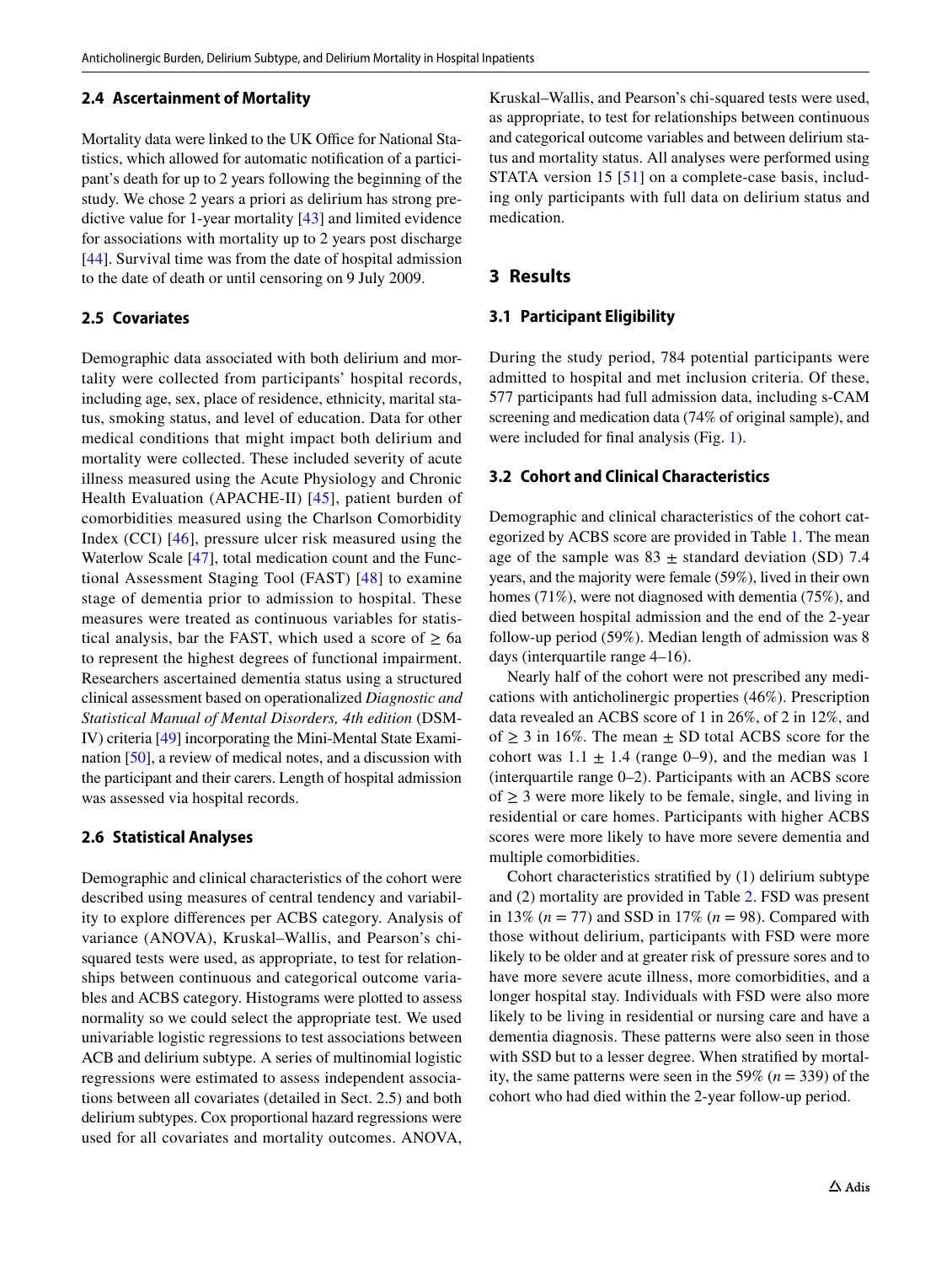### 2.4 Ascertainment of Mortality

Mortality data were linked to the UK Office for National Statistics, which allowed for automatic notification of a participant's death for up to 2 years following the beginning of the study. We chose 2 years a priori as delirium has strong predictive value for 1-year mortality [43] and limited evidence for associations with mortality up to 2 years post discharge [44]. Survival time was from the date of hospital admission to the date of death or until censoring on 9 July 2009.

### 2.5 Covariates

Demographic data associated with both delirium and mortality were collected from participants' hospital records, including age, sex, place of residence, ethnicity, marital status, smoking status, and level of education. Data for other medical conditions that might impact both delirium and mortality were collected. These included severity of acute illness measured using the Acute Physiology and Chronic Health Evaluation (APACHE-II) [45], patient burden of comorbidities measured using the Charlson Comorbidity Index (CCI) [46], pressure ulcer risk measured using the Waterlow Scale [47], total medication count and the Functional Assessment Staging Tool (FAST) [48] to examine stage of dementia prior to admission to hospital. These measures were treated as continuous variables for statistical analysis, bar the FAST, which used a score of ≥ 6a to represent the highest degrees of functional impairment. Researchers ascertained dementia status using a structured clinical assessment based on operationalized *Diagnostic and Statistical Manual of Mental Disorders, 4th edition* (DSM-IV) criteria [49] incorporating the Mini-Mental State Examination [50], a review of medical notes, and a discussion with the participant and their carers. Length of hospital admission was assessed via hospital records.

### 2.6 Statistical Analyses

Demographic and clinical characteristics of the cohort were described using measures of central tendency and variability to explore differences per ACBS category. Analysis of variance (ANOVA), Kruskal–Wallis, and Pearson's chi-squared tests were used, as appropriate, to test for relationships between continuous and categorical outcome variables and ACBS category. Histograms were plotted to assess normality so we could select the appropriate test. We used univariable logistic regressions to test associations between ACB and delirium subtype. A series of multinomial logistic regressions were estimated to assess independent associations between all covariates (detailed in Sect. 2.5) and both delirium subtypes. Cox proportional hazard regressions were used for all covariates and mortality outcomes. ANOVA, Kruskal–Wallis, and Pearson's chi-squared tests were used, as appropriate, to test for relationships between continuous and categorical outcome variables and between delirium status and mortality status. All analyses were performed using STATA version 15 [51] on a complete-case basis, including only participants with full data on delirium status and medication.

## 3 Results

### 3.1 Participant Eligibility

During the study period, 784 potential participants were admitted to hospital and met inclusion criteria. Of these, 577 participants had full admission data, including s-CAM screening and medication data (74% of original sample), and were included for final analysis (Fig. 1).

### 3.2 Cohort and Clinical Characteristics

Demographic and clinical characteristics of the cohort categorized by ACBS score are provided in Table 1. The mean age of the sample was 83 ± standard deviation (SD) 7.4 years, and the majority were female (59%), lived in their own homes (71%), were not diagnosed with dementia (75%), and died between hospital admission and the end of the 2-year follow-up period (59%). Median length of admission was 8 days (interquartile range 4–16).

Nearly half of the cohort were not prescribed any medications with anticholinergic properties (46%). Prescription data revealed an ACBS score of 1 in 26%, of 2 in 12%, and of ≥ 3 in 16%. The mean ± SD total ACBS score for the cohort was 1.1 ± 1.4 (range 0–9), and the median was 1 (interquartile range 0–2). Participants with an ACBS score of ≥ 3 were more likely to be female, single, and living in residential or care homes. Participants with higher ACBS scores were more likely to have more severe dementia and multiple comorbidities.

Cohort characteristics stratified by (1) delirium subtype and (2) mortality are provided in Table 2. FSD was present in 13% (*n* = 77) and SSD in 17% (*n* = 98). Compared with those without delirium, participants with FSD were more likely to be older and at greater risk of pressure sores and to have more severe acute illness, more comorbidities, and a longer hospital stay. Individuals with FSD were also more likely to be living in residential or nursing care and have a dementia diagnosis. These patterns were also seen in those with SSD but to a lesser degree. When stratified by mortality, the same patterns were seen in the 59% (*n* = 339) of the cohort who had died within the 2-year follow-up period.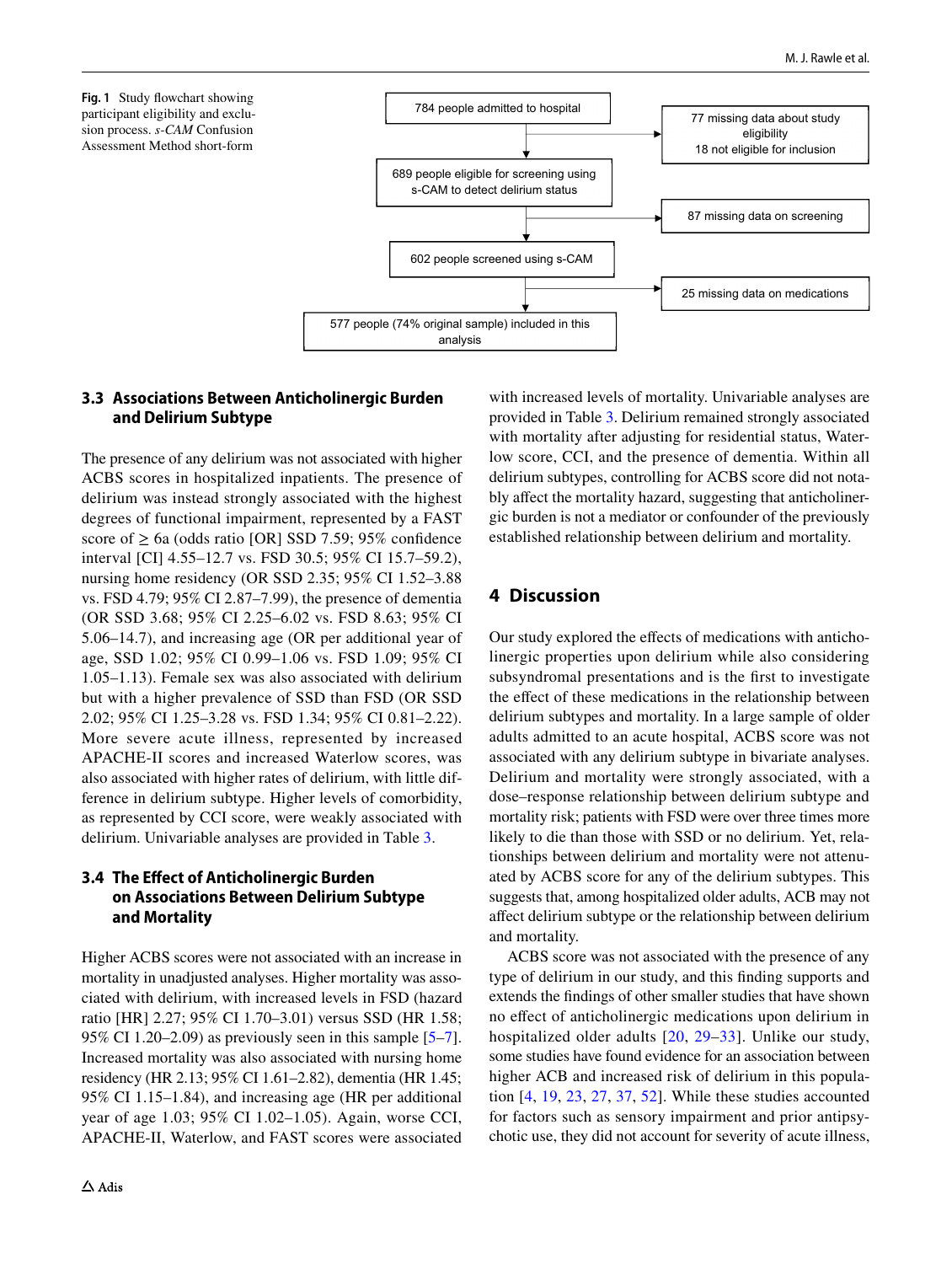784 people admitted to hospital → 77 missing data about study eligibility; 18 not eligible for inclusion

689 people eligible for screening using s-CAM to detect delirium status → 87 missing data on screening

602 people screened using s-CAM → 25 missing data on medications

577 people (74% original sample) included in this analysis

**Fig. 1** Study flowchart showing participant eligibility and exclusion process. *s-CAM* Confusion Assessment Method short-form

### 3.3 Associations Between Anticholinergic Burden and Delirium Subtype

The presence of any delirium was not associated with higher ACBS scores in hospitalized inpatients. The presence of delirium was instead strongly associated with the highest degrees of functional impairment, represented by a FAST score of ≥ 6a (odds ratio [OR] SSD 7.59; 95% confidence interval [CI] 4.55–12.7 vs. FSD 30.5; 95% CI 15.7–59.2), nursing home residency (OR SSD 2.35; 95% CI 1.52–3.88 vs. FSD 4.79; 95% CI 2.87–7.99), the presence of dementia (OR SSD 3.68; 95% CI 2.25–6.02 vs. FSD 8.63; 95% CI 5.06–14.7), and increasing age (OR per additional year of age, SSD 1.02; 95% CI 0.99–1.06 vs. FSD 1.09; 95% CI 1.05–1.13). Female sex was also associated with delirium but with a higher prevalence of SSD than FSD (OR SSD 2.02; 95% CI 1.25–3.28 vs. FSD 1.34; 95% CI 0.81–2.22). More severe acute illness, represented by increased APACHE-II scores and increased Waterlow scores, was also associated with higher rates of delirium, with little difference in delirium subtype. Higher levels of comorbidity, as represented by CCI score, were weakly associated with delirium. Univariable analyses are provided in Table 3.

### 3.4 The Effect of Anticholinergic Burden on Associations Between Delirium Subtype and Mortality

Higher ACBS scores were not associated with an increase in mortality in unadjusted analyses. Higher mortality was associated with delirium, with increased levels in FSD (hazard ratio [HR] 2.27; 95% CI 1.70–3.01) versus SSD (HR 1.58; 95% CI 1.20–2.09) as previously seen in this sample [5–7]. Increased mortality was also associated with nursing home residency (HR 2.13; 95% CI 1.61–2.82), dementia (HR 1.45; 95% CI 1.15–1.84), and increasing age (HR per additional year of age 1.03; 95% CI 1.02–1.05). Again, worse CCI, APACHE-II, Waterlow, and FAST scores were associated with increased levels of mortality. Univariable analyses are provided in Table 3. Delirium remained strongly associated with mortality after adjusting for residential status, Waterlow score, CCI, and the presence of dementia. Within all delirium subtypes, controlling for ACBS score did not notably affect the mortality hazard, suggesting that anticholinergic burden is not a mediator or confounder of the previously established relationship between delirium and mortality.

## 4 Discussion

Our study explored the effects of medications with anticholinergic properties upon delirium while also considering subsyndromal presentations and is the first to investigate the effect of these medications in the relationship between delirium subtypes and mortality. In a large sample of older adults admitted to an acute hospital, ACBS score was not associated with any delirium subtype in bivariate analyses. Delirium and mortality were strongly associated, with a dose–response relationship between delirium subtype and mortality risk; patients with FSD were over three times more likely to die than those with SSD or no delirium. Yet, relationships between delirium and mortality were not attenuated by ACBS score for any of the delirium subtypes. This suggests that, among hospitalized older adults, ACB may not affect delirium subtype or the relationship between delirium and mortality.

ACBS score was not associated with the presence of any type of delirium in our study, and this finding supports and extends the findings of other smaller studies that have shown no effect of anticholinergic medications upon delirium in hospitalized older adults [20, 29–33]. Unlike our study, some studies have found evidence for an association between higher ACB and increased risk of delirium in this population [4, 19, 23, 27, 37, 52]. While these studies accounted for factors such as sensory impairment and prior antipsychotic use, they did not account for severity of acute illness,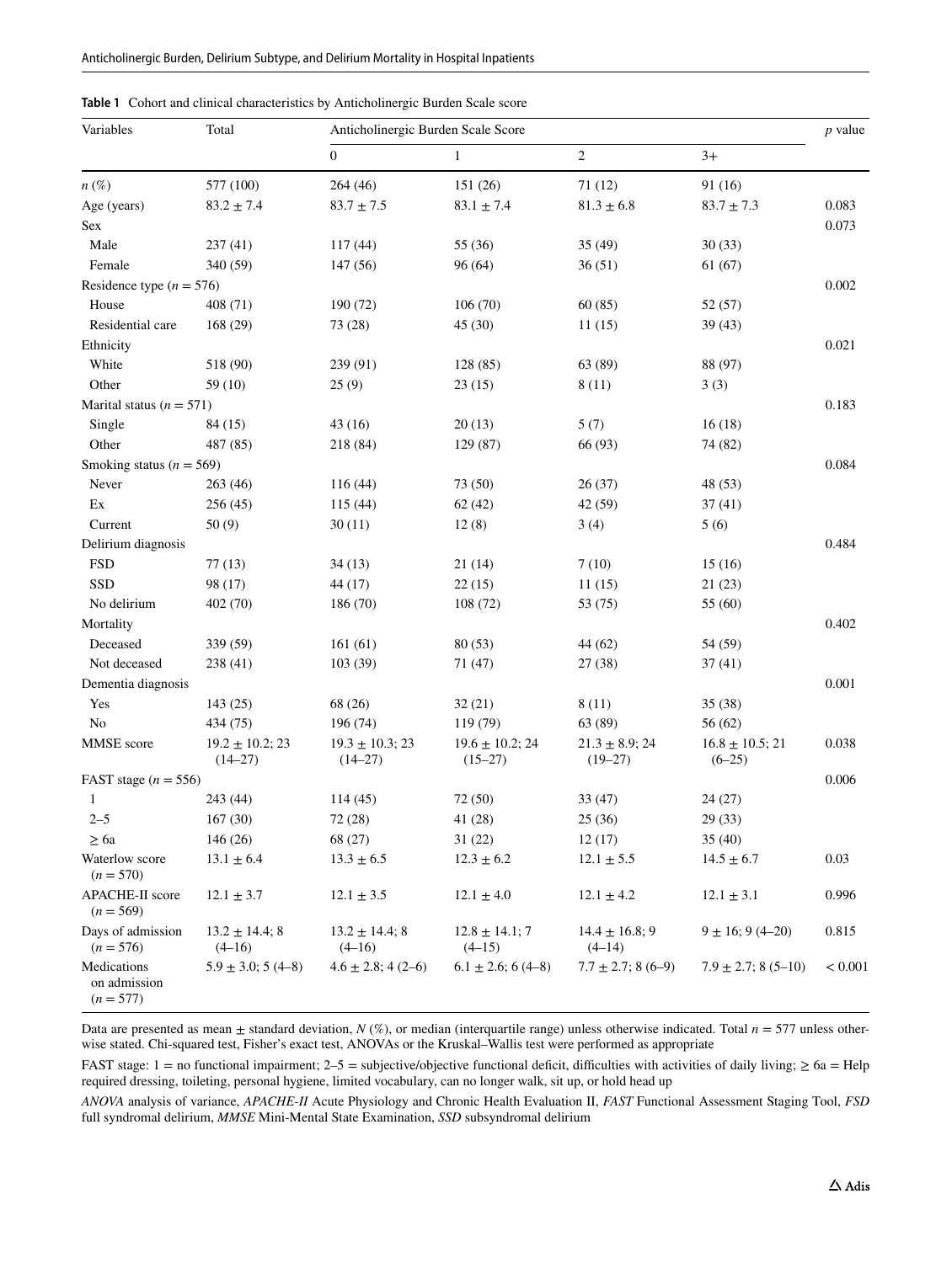**Table 1** Cohort and clinical characteristics by Anticholinergic Burden Scale score

| Variables | Total | Anticholinergic Burden Scale Score | | | | *p* value |
|---|---|---|---|---|---|---|
| | | 0 | 1 | 2 | 3+ | |
| *n* (%) | 577 (100) | 264 (46) | 151 (26) | 71 (12) | 91 (16) | |
| Age (years) | 83.2 ± 7.4 | 83.7 ± 7.5 | 83.1 ± 7.4 | 81.3 ± 6.8 | 83.7 ± 7.3 | 0.083 |
| Sex | | | | | | 0.073 |
| Male | 237 (41) | 117 (44) | 55 (36) | 35 (49) | 30 (33) | |
| Female | 340 (59) | 147 (56) | 96 (64) | 36 (51) | 61 (67) | |
| Residence type (*n* = 576) | | | | | | 0.002 |
| House | 408 (71) | 190 (72) | 106 (70) | 60 (85) | 52 (57) | |
| Residential care | 168 (29) | 73 (28) | 45 (30) | 11 (15) | 39 (43) | |
| Ethnicity | | | | | | 0.021 |
| White | 518 (90) | 239 (91) | 128 (85) | 63 (89) | 88 (97) | |
| Other | 59 (10) | 25 (9) | 23 (15) | 8 (11) | 3 (3) | |
| Marital status (*n* = 571) | | | | | | 0.183 |
| Single | 84 (15) | 43 (16) | 20 (13) | 5 (7) | 16 (18) | |
| Other | 487 (85) | 218 (84) | 129 (87) | 66 (93) | 74 (82) | |
| Smoking status (*n* = 569) | | | | | | 0.084 |
| Never | 263 (46) | 116 (44) | 73 (50) | 26 (37) | 48 (53) | |
| Ex | 256 (45) | 115 (44) | 62 (42) | 42 (59) | 37 (41) | |
| Current | 50 (9) | 30 (11) | 12 (8) | 3 (4) | 5 (6) | |
| Delirium diagnosis | | | | | | 0.484 |
| FSD | 77 (13) | 34 (13) | 21 (14) | 7 (10) | 15 (16) | |
| SSD | 98 (17) | 44 (17) | 22 (15) | 11 (15) | 21 (23) | |
| No delirium | 402 (70) | 186 (70) | 108 (72) | 53 (75) | 55 (60) | |
| Mortality | | | | | | 0.402 |
| Deceased | 339 (59) | 161 (61) | 80 (53) | 44 (62) | 54 (59) | |
| Not deceased | 238 (41) | 103 (39) | 71 (47) | 27 (38) | 37 (41) | |
| Dementia diagnosis | | | | | | 0.001 |
| Yes | 143 (25) | 68 (26) | 32 (21) | 8 (11) | 35 (38) | |
| No | 434 (75) | 196 (74) | 119 (79) | 63 (89) | 56 (62) | |
| MMSE score | 19.2 ± 10.2; 23 (14–27) | 19.3 ± 10.3; 23 (14–27) | 19.6 ± 10.2; 24 (15–27) | 21.3 ± 8.9; 24 (19–27) | 16.8 ± 10.5; 21 (6–25) | 0.038 |
| FAST stage (*n* = 556) | | | | | | 0.006 |
| 1 | 243 (44) | 114 (45) | 72 (50) | 33 (47) | 24 (27) | |
| 2–5 | 167 (30) | 72 (28) | 41 (28) | 25 (36) | 29 (33) | |
| ≥ 6a | 146 (26) | 68 (27) | 31 (22) | 12 (17) | 35 (40) | |
| Waterlow score (*n* = 570) | 13.1 ± 6.4 | 13.3 ± 6.5 | 12.3 ± 6.2 | 12.1 ± 5.5 | 14.5 ± 6.7 | 0.03 |
| APACHE-II score (*n* = 569) | 12.1 ± 3.7 | 12.1 ± 3.5 | 12.1 ± 4.0 | 12.1 ± 4.2 | 12.1 ± 3.1 | 0.996 |
| Days of admission (*n* = 576) | 13.2 ± 14.4; 8 (4–16) | 13.2 ± 14.4; 8 (4–16) | 12.8 ± 14.1; 7 (4–15) | 14.4 ± 16.8; 9 (4–14) | 9 ± 16; 9 (4–20) | 0.815 |
| Medications on admission (*n* = 577) | 5.9 ± 3.0; 5 (4–8) | 4.6 ± 2.8; 4 (2–6) | 6.1 ± 2.6; 6 (4–8) | 7.7 ± 2.7; 8 (6–9) | 7.9 ± 2.7; 8 (5–10) | < 0.001 |

Data are presented as mean ± standard deviation, *N* (%), or median (interquartile range) unless otherwise indicated. Total *n* = 577 unless otherwise stated. Chi-squared test, Fisher's exact test, ANOVAs or the Kruskal–Wallis test were performed as appropriate

FAST stage: 1 = no functional impairment; 2–5 = subjective/objective functional deficit, difficulties with activities of daily living; ≥ 6a = Help required dressing, toileting, personal hygiene, limited vocabulary, can no longer walk, sit up, or hold head up

*ANOVA* analysis of variance, *APACHE-II* Acute Physiology and Chronic Health Evaluation II, *FAST* Functional Assessment Staging Tool, *FSD* full syndromal delirium, *MMSE* Mini-Mental State Examination, *SSD* subsyndromal delirium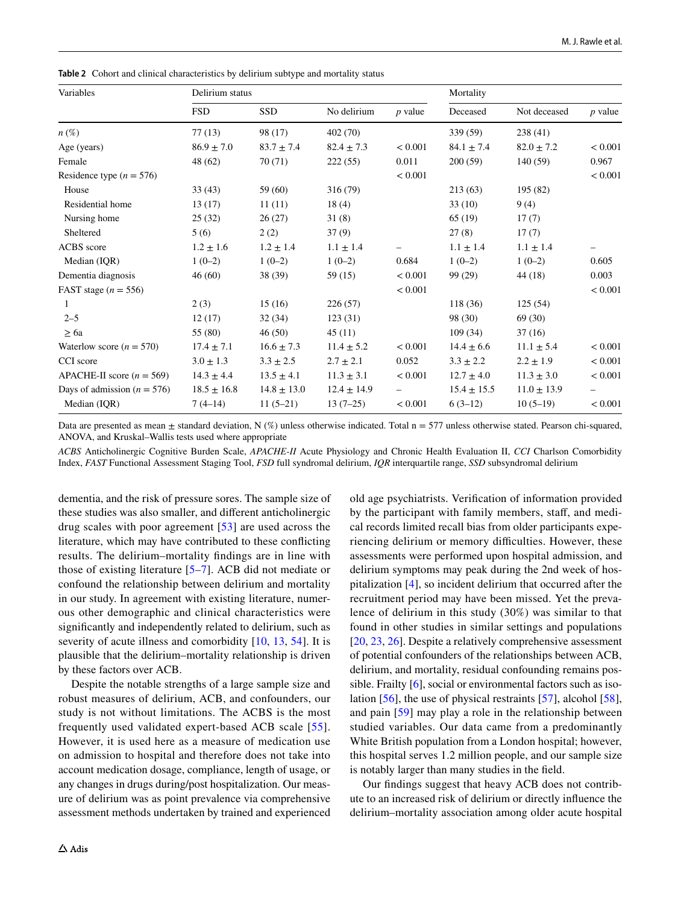**Table 2** Cohort and clinical characteristics by delirium subtype and mortality status

| Variables | Delirium status | | | | Mortality | | |
|---|---|---|---|---|---|---|---|
| | FSD | SSD | No delirium | *p* value | Deceased | Not deceased | *p* value |
| *n* (%) | 77 (13) | 98 (17) | 402 (70) | | 339 (59) | 238 (41) | |
| Age (years) | 86.9 ± 7.0 | 83.7 ± 7.4 | 82.4 ± 7.3 | < 0.001 | 84.1 ± 7.4 | 82.0 ± 7.2 | < 0.001 |
| Female | 48 (62) | 70 (71) | 222 (55) | 0.011 | 200 (59) | 140 (59) | 0.967 |
| Residence type (*n* = 576) | | | | < 0.001 | | | < 0.001 |
| House | 33 (43) | 59 (60) | 316 (79) | | 213 (63) | 195 (82) | |
| Residential home | 13 (17) | 11 (11) | 18 (4) | | 33 (10) | 9 (4) | |
| Nursing home | 25 (32) | 26 (27) | 31 (8) | | 65 (19) | 17 (7) | |
| Sheltered | 5 (6) | 2 (2) | 37 (9) | | 27 (8) | 17 (7) | |
| ACBS score | 1.2 ± 1.6 | 1.2 ± 1.4 | 1.1 ± 1.4 | – | 1.1 ± 1.4 | 1.1 ± 1.4 | – |
| Median (IQR) | 1 (0–2) | 1 (0–2) | 1 (0–2) | 0.684 | 1 (0–2) | 1 (0–2) | 0.605 |
| Dementia diagnosis | 46 (60) | 38 (39) | 59 (15) | < 0.001 | 99 (29) | 44 (18) | 0.003 |
| FAST stage (*n* = 556) | | | | < 0.001 | | | < 0.001 |
| 1 | 2 (3) | 15 (16) | 226 (57) | | 118 (36) | 125 (54) | |
| 2–5 | 12 (17) | 32 (34) | 123 (31) | | 98 (30) | 69 (30) | |
| ≥ 6a | 55 (80) | 46 (50) | 45 (11) | | 109 (34) | 37 (16) | |
| Waterlow score (*n* = 570) | 17.4 ± 7.1 | 16.6 ± 7.3 | 11.4 ± 5.2 | < 0.001 | 14.4 ± 6.6 | 11.1 ± 5.4 | < 0.001 |
| CCI score | 3.0 ± 1.3 | 3.3 ± 2.5 | 2.7 ± 2.1 | 0.052 | 3.3 ± 2.2 | 2.2 ± 1.9 | < 0.001 |
| APACHE-II score (*n* = 569) | 14.3 ± 4.4 | 13.5 ± 4.1 | 11.3 ± 3.1 | < 0.001 | 12.7 ± 4.0 | 11.3 ± 3.0 | < 0.001 |
| Days of admission (*n* = 576) | 18.5 ± 16.8 | 14.8 ± 13.0 | 12.4 ± 14.9 | – | 15.4 ± 15.5 | 11.0 ± 13.9 | – |
| Median (IQR) | 7 (4–14) | 11 (5–21) | 13 (7–25) | < 0.001 | 6 (3–12) | 10 (5–19) | < 0.001 |

Data are presented as mean ± standard deviation, N (%) unless otherwise indicated. Total n = 577 unless otherwise stated. Pearson chi-squared, ANOVA, and Kruskal–Wallis tests used where appropriate

*ACBS* Anticholinergic Cognitive Burden Scale, *APACHE-II* Acute Physiology and Chronic Health Evaluation II, *CCI* Charlson Comorbidity Index, *FAST* Functional Assessment Staging Tool, *FSD* full syndromal delirium, *IQR* interquartile range, *SSD* subsyndromal delirium

dementia, and the risk of pressure sores. The sample size of these studies was also smaller, and different anticholinergic drug scales with poor agreement [53] are used across the literature, which may have contributed to these conflicting results. The delirium–mortality findings are in line with those of existing literature [5–7]. ACB did not mediate or confound the relationship between delirium and mortality in our study. In agreement with existing literature, numerous other demographic and clinical characteristics were significantly and independently related to delirium, such as severity of acute illness and comorbidity [10, 13, 54]. It is plausible that the delirium–mortality relationship is driven by these factors over ACB.

Despite the notable strengths of a large sample size and robust measures of delirium, ACB, and confounders, our study is not without limitations. The ACBS is the most frequently used validated expert-based ACB scale [55]. However, it is used here as a measure of medication use on admission to hospital and therefore does not take into account medication dosage, compliance, length of usage, or any changes in drugs during/post hospitalization. Our measure of delirium was as point prevalence via comprehensive assessment methods undertaken by trained and experienced old age psychiatrists. Verification of information provided by the participant with family members, staff, and medical records limited recall bias from older participants experiencing delirium or memory difficulties. However, these assessments were performed upon hospital admission, and delirium symptoms may peak during the 2nd week of hospitalization [4], so incident delirium that occurred after the recruitment period may have been missed. Yet the prevalence of delirium in this study (30%) was similar to that found in other studies in similar settings and populations [20, 23, 26]. Despite a relatively comprehensive assessment of potential confounders of the relationships between ACB, delirium, and mortality, residual confounding remains possible. Frailty [6], social or environmental factors such as isolation [56], the use of physical restraints [57], alcohol [58], and pain [59] may play a role in the relationship between studied variables. Our data came from a predominantly White British population from a London hospital; however, this hospital serves 1.2 million people, and our sample size is notably larger than many studies in the field.

Our findings suggest that heavy ACB does not contribute to an increased risk of delirium or directly influence the delirium–mortality association among older acute hospital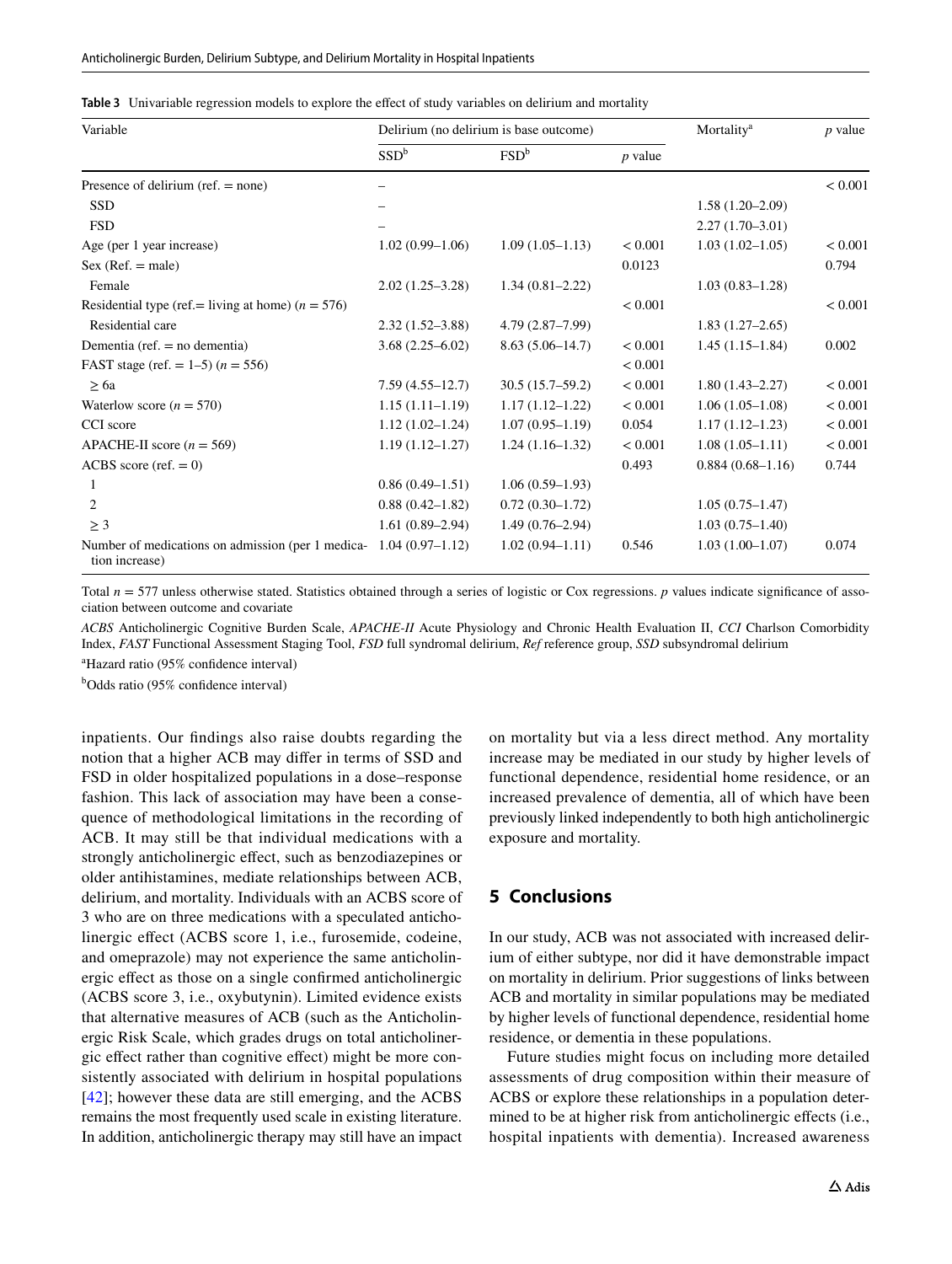**Table 3** Univariable regression models to explore the effect of study variables on delirium and mortality

| Variable | Delirium (no delirium is base outcome) | | | Mortality[a] | *p* value |
|---|---|---|---|---|---|
| | SSD[b] | FSD[b] | *p* value | | |
| Presence of delirium (ref. = none) | – | | | | < 0.001 |
| SSD | – | | | 1.58 (1.20–2.09) | |
| FSD | – | | | 2.27 (1.70–3.01) | |
| Age (per 1 year increase) | 1.02 (0.99–1.06) | 1.09 (1.05–1.13) | < 0.001 | 1.03 (1.02–1.05) | < 0.001 |
| Sex (Ref. = male) | | | 0.0123 | | 0.794 |
| Female | 2.02 (1.25–3.28) | 1.34 (0.81–2.22) | | 1.03 (0.83–1.28) | |
| Residential type (ref.= living at home) (*n* = 576) | | | < 0.001 | | < 0.001 |
| Residential care | 2.32 (1.52–3.88) | 4.79 (2.87–7.99) | | 1.83 (1.27–2.65) | |
| Dementia (ref. = no dementia) | 3.68 (2.25–6.02) | 8.63 (5.06–14.7) | < 0.001 | 1.45 (1.15–1.84) | 0.002 |
| FAST stage (ref. = 1–5) (*n* = 556) | | | < 0.001 | | |
| ≥ 6a | 7.59 (4.55–12.7) | 30.5 (15.7–59.2) | < 0.001 | 1.80 (1.43–2.27) | < 0.001 |
| Waterlow score (*n* = 570) | 1.15 (1.11–1.19) | 1.17 (1.12–1.22) | < 0.001 | 1.06 (1.05–1.08) | < 0.001 |
| CCI score | 1.12 (1.02–1.24) | 1.07 (0.95–1.19) | 0.054 | 1.17 (1.12–1.23) | < 0.001 |
| APACHE-II score (*n* = 569) | 1.19 (1.12–1.27) | 1.24 (1.16–1.32) | < 0.001 | 1.08 (1.05–1.11) | < 0.001 |
| ACBS score (ref. = 0) | | | 0.493 | 0.884 (0.68–1.16) | 0.744 |
| 1 | 0.86 (0.49–1.51) | 1.06 (0.59–1.93) | | | |
| 2 | 0.88 (0.42–1.82) | 0.72 (0.30–1.72) | | 1.05 (0.75–1.47) | |
| ≥ 3 | 1.61 (0.89–2.94) | 1.49 (0.76–2.94) | | 1.03 (0.75–1.40) | |
| Number of medications on admission (per 1 medication increase) | 1.04 (0.97–1.12) | 1.02 (0.94–1.11) | 0.546 | 1.03 (1.00–1.07) | 0.074 |

Total *n* = 577 unless otherwise stated. Statistics obtained through a series of logistic or Cox regressions. *p* values indicate significance of association between outcome and covariate

*ACBS* Anticholinergic Cognitive Burden Scale, *APACHE-II* Acute Physiology and Chronic Health Evaluation II, *CCI* Charlson Comorbidity Index, *FAST* Functional Assessment Staging Tool, *FSD* full syndromal delirium, *Ref* reference group, *SSD* subsyndromal delirium

[a]Hazard ratio (95% confidence interval)

[b]Odds ratio (95% confidence interval)

inpatients. Our findings also raise doubts regarding the notion that a higher ACB may differ in terms of SSD and FSD in older hospitalized populations in a dose–response fashion. This lack of association may have been a consequence of methodological limitations in the recording of ACB. It may still be that individual medications with a strongly anticholinergic effect, such as benzodiazepines or older antihistamines, mediate relationships between ACB, delirium, and mortality. Individuals with an ACBS score of 3 who are on three medications with a speculated anticholinergic effect (ACBS score 1, i.e., furosemide, codeine, and omeprazole) may not experience the same anticholinergic effect as those on a single confirmed anticholinergic (ACBS score 3, i.e., oxybutynin). Limited evidence exists that alternative measures of ACB (such as the Anticholinergic Risk Scale, which grades drugs on total anticholinergic effect rather than cognitive effect) might be more consistently associated with delirium in hospital populations [42]; however these data are still emerging, and the ACBS remains the most frequently used scale in existing literature. In addition, anticholinergic therapy may still have an impact on mortality but via a less direct method. Any mortality increase may be mediated in our study by higher levels of functional dependence, residential home residence, or an increased prevalence of dementia, all of which have been previously linked independently to both high anticholinergic exposure and mortality.

## 5 Conclusions

In our study, ACB was not associated with increased delirium of either subtype, nor did it have demonstrable impact on mortality in delirium. Prior suggestions of links between ACB and mortality in similar populations may be mediated by higher levels of functional dependence, residential home residence, or dementia in these populations.

Future studies might focus on including more detailed assessments of drug composition within their measure of ACBS or explore these relationships in a population determined to be at higher risk from anticholinergic effects (i.e., hospital inpatients with dementia). Increased awareness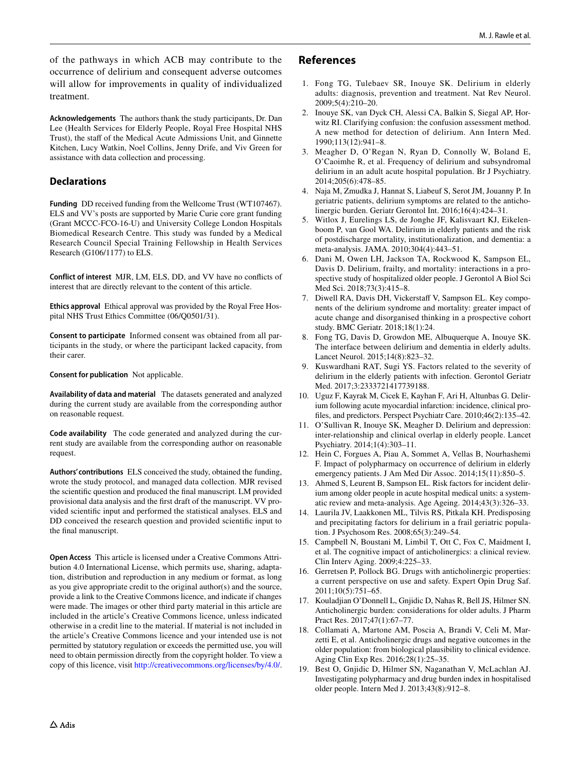of the pathways in which ACB may contribute to the occurrence of delirium and consequent adverse outcomes will allow for improvements in quality of individualized treatment.

**Acknowledgements** The authors thank the study participants, Dr. Dan Lee (Health Services for Elderly People, Royal Free Hospital NHS Trust), the staff of the Medical Acute Admissions Unit, and Ginnette Kitchen, Lucy Watkin, Noel Collins, Jenny Drife, and Viv Green for assistance with data collection and processing.

## Declarations

**Funding** DD received funding from the Wellcome Trust (WT107467). ELS and VV's posts are supported by Marie Curie core grant funding (Grant MCCC-FCO-16-U) and University College London Hospitals Biomedical Research Centre. This study was funded by a Medical Research Council Special Training Fellowship in Health Services Research (G106/1177) to ELS.

**Conflict of interest** MJR, LM, ELS, DD, and VV have no conflicts of interest that are directly relevant to the content of this article.

**Ethics approval** Ethical approval was provided by the Royal Free Hospital NHS Trust Ethics Committee (06/Q0501/31).

**Consent to participate** Informed consent was obtained from all participants in the study, or where the participant lacked capacity, from their carer.

**Consent for publication** Not applicable.

**Availability of data and material** The datasets generated and analyzed during the current study are available from the corresponding author on reasonable request.

**Code availability** The code generated and analyzed during the current study are available from the corresponding author on reasonable request.

**Authors' contributions** ELS conceived the study, obtained the funding, wrote the study protocol, and managed data collection. MJR revised the scientific question and produced the final manuscript. LM provided provisional data analysis and the first draft of the manuscript. VV provided scientific input and performed the statistical analyses. ELS and DD conceived the research question and provided scientific input to the final manuscript.

**Open Access** This article is licensed under a Creative Commons Attribution 4.0 International License, which permits use, sharing, adaptation, distribution and reproduction in any medium or format, as long as you give appropriate credit to the original author(s) and the source, provide a link to the Creative Commons licence, and indicate if changes were made. The images or other third party material in this article are included in the article's Creative Commons licence, unless indicated otherwise in a credit line to the material. If material is not included in the article's Creative Commons licence and your intended use is not permitted by statutory regulation or exceeds the permitted use, you will need to obtain permission directly from the copyright holder. To view a copy of this licence, visit http://creativecommons.org/licenses/by/4.0/.

## References

1. Fong TG, Tulebaev SR, Inouye SK. Delirium in elderly adults: diagnosis, prevention and treatment. Nat Rev Neurol. 2009;5(4):210–20.
2. Inouye SK, van Dyck CH, Alessi CA, Balkin S, Siegal AP, Horwitz RI. Clarifying confusion: the confusion assessment method. A new method for detection of delirium. Ann Intern Med. 1990;113(12):941–8.
3. Meagher D, O'Regan N, Ryan D, Connolly W, Boland E, O'Caoimhe R, et al. Frequency of delirium and subsyndromal delirium in an adult acute hospital population. Br J Psychiatry. 2014;205(6):478–85.
4. Naja M, Zmudka J, Hannat S, Liabeuf S, Serot JM, Jouanny P. In geriatric patients, delirium symptoms are related to the anticholinergic burden. Geriatr Gerontol Int. 2016;16(4):424–31.
5. Witlox J, Eurelings LS, de Jonghe JF, Kalisvaart KJ, Eikelenboom P, van Gool WA. Delirium in elderly patients and the risk of postdischarge mortality, institutionalization, and dementia: a meta-analysis. JAMA. 2010;304(4):443–51.
6. Dani M, Owen LH, Jackson TA, Rockwood K, Sampson EL, Davis D. Delirium, frailty, and mortality: interactions in a prospective study of hospitalized older people. J Gerontol A Biol Sci Med Sci. 2018;73(3):415–8.
7. Diwell RA, Davis DH, Vickerstaff V, Sampson EL. Key components of the delirium syndrome and mortality: greater impact of acute change and disorganised thinking in a prospective cohort study. BMC Geriatr. 2018;18(1):24.
8. Fong TG, Davis D, Growdon ME, Albuquerque A, Inouye SK. The interface between delirium and dementia in elderly adults. Lancet Neurol. 2015;14(8):823–32.
9. Kuswardhani RAT, Sugi YS. Factors related to the severity of delirium in the elderly patients with infection. Gerontol Geriatr Med. 2017;3:2333721417739188.
10. Uguz F, Kayrak M, Cicek E, Kayhan F, Ari H, Altunbas G. Delirium following acute myocardial infarction: incidence, clinical profiles, and predictors. Perspect Psychiatr Care. 2010;46(2):135–42.
11. O'Sullivan R, Inouye SK, Meagher D. Delirium and depression: inter-relationship and clinical overlap in elderly people. Lancet Psychiatry. 2014;1(4):303–11.
12. Hein C, Forgues A, Piau A, Sommet A, Vellas B, Nourhashemi F. Impact of polypharmacy on occurrence of delirium in elderly emergency patients. J Am Med Dir Assoc. 2014;15(11):850–5.
13. Ahmed S, Leurent B, Sampson EL. Risk factors for incident delirium among older people in acute hospital medical units: a systematic review and meta-analysis. Age Ageing. 2014;43(3):326–33.
14. Laurila JV, Laakkonen ML, Tilvis RS, Pitkala KH. Predisposing and precipitating factors for delirium in a frail geriatric population. J Psychosom Res. 2008;65(3):249–54.
15. Campbell N, Boustani M, Limbil T, Ott C, Fox C, Maidment I, et al. The cognitive impact of anticholinergics: a clinical review. Clin Interv Aging. 2009;4:225–33.
16. Gerretsen P, Pollock BG. Drugs with anticholinergic properties: a current perspective on use and safety. Expert Opin Drug Saf. 2011;10(5):751–65.
17. Kouladjian O'Donnell L, Gnjidic D, Nahas R, Bell JS, Hilmer SN. Anticholinergic burden: considerations for older adults. J Pharm Pract Res. 2017;47(1):67–77.
18. Collamati A, Martone AM, Poscia A, Brandi V, Celi M, Marzetti E, et al. Anticholinergic drugs and negative outcomes in the older population: from biological plausibility to clinical evidence. Aging Clin Exp Res. 2016;28(1):25–35.
19. Best O, Gnjidic D, Hilmer SN, Naganathan V, McLachlan AJ. Investigating polypharmacy and drug burden index in hospitalised older people. Intern Med J. 2013;43(8):912–8.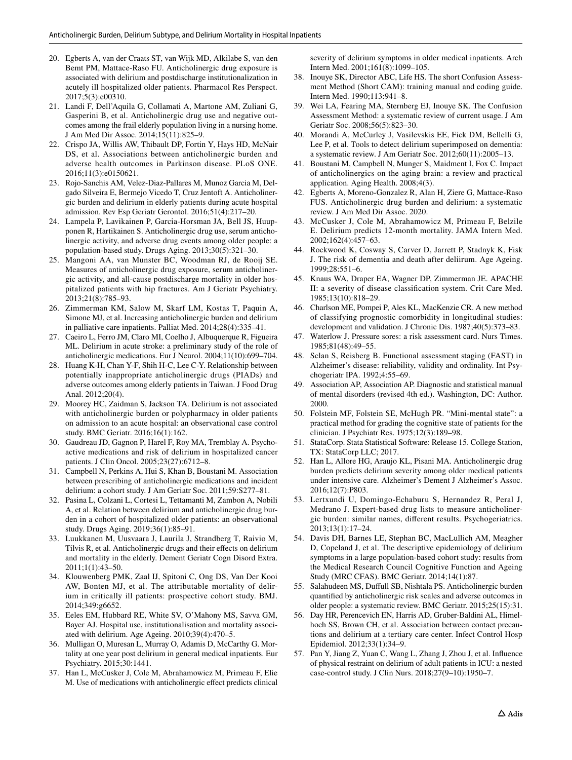20. Egberts A, van der Craats ST, van Wijk MD, Alkilabe S, van den Bemt PM, Mattace-Raso FU. Anticholinergic drug exposure is associated with delirium and postdischarge institutionalization in acutely ill hospitalized older patients. Pharmacol Res Perspect. 2017;5(3):e00310.
21. Landi F, Dell'Aquila G, Collamati A, Martone AM, Zuliani G, Gasperini B, et al. Anticholinergic drug use and negative outcomes among the frail elderly population living in a nursing home. J Am Med Dir Assoc. 2014;15(11):825–9.
22. Crispo JA, Willis AW, Thibault DP, Fortin Y, Hays HD, McNair DS, et al. Associations between anticholinergic burden and adverse health outcomes in Parkinson disease. PLoS ONE. 2016;11(3):e0150621.
23. Rojo-Sanchis AM, Velez-Diaz-Pallares M, Munoz Garcia M, Delgado Silveira E, Bermejo Vicedo T, Cruz Jentoft A. Anticholinergic burden and delirium in elderly patients during acute hospital admission. Rev Esp Geriatr Gerontol. 2016;51(4):217–20.
24. Lampela P, Lavikainen P, Garcia-Horsman JA, Bell JS, Huupponen R, Hartikainen S. Anticholinergic drug use, serum anticholinergic activity, and adverse drug events among older people: a population-based study. Drugs Aging. 2013;30(5):321–30.
25. Mangoni AA, van Munster BC, Woodman RJ, de Rooij SE. Measures of anticholinergic drug exposure, serum anticholinergic activity, and all-cause postdischarge mortality in older hospitalized patients with hip fractures. Am J Geriatr Psychiatry. 2013;21(8):785–93.
26. Zimmerman KM, Salow M, Skarf LM, Kostas T, Paquin A, Simone MJ, et al. Increasing anticholinergic burden and delirium in palliative care inpatients. Palliat Med. 2014;28(4):335–41.
27. Caeiro L, Ferro JM, Claro MI, Coelho J, Albuquerque R, Figueira ML. Delirium in acute stroke: a preliminary study of the role of anticholinergic medications. Eur J Neurol. 2004;11(10):699–704.
28. Huang K-H, Chan Y-F, Shih H-C, Lee C-Y. Relationship between potentially inappropriate anticholinergic drugs (PIADs) and adverse outcomes among elderly patients in Taiwan. J Food Drug Anal. 2012;20(4).
29. Moorey HC, Zaidman S, Jackson TA. Delirium is not associated with anticholinergic burden or polypharmacy in older patients on admission to an acute hospital: an observational case control study. BMC Geriatr. 2016;16(1):162.
30. Gaudreau JD, Gagnon P, Harel F, Roy MA, Tremblay A. Psychoactive medications and risk of delirium in hospitalized cancer patients. J Clin Oncol. 2005;23(27):6712–8.
31. Campbell N, Perkins A, Hui S, Khan B, Boustani M. Association between prescribing of anticholinergic medications and incident delirium: a cohort study. J Am Geriatr Soc. 2011;59:S277–81.
32. Pasina L, Colzani L, Cortesi L, Tettamanti M, Zambon A, Nobili A, et al. Relation between delirium and anticholinergic drug burden in a cohort of hospitalized older patients: an observational study. Drugs Aging. 2019;36(1):85–91.
33. Luukkanen M, Uusvaara J, Laurila J, Strandberg T, Raivio M, Tilvis R, et al. Anticholinergic drugs and their effects on delirium and mortality in the elderly. Dement Geriatr Cogn Disord Extra. 2011;1(1):43–50.
34. Klouwenberg PMK, Zaal IJ, Spitoni C, Ong DS, Van Der Kooi AW, Bonten MJ, et al. The attributable mortality of delirium in critically ill patients: prospective cohort study. BMJ. 2014;349:g6652.
35. Eeles EM, Hubbard RE, White SV, O'Mahony MS, Savva GM, Bayer AJ. Hospital use, institutionalisation and mortality associated with delirium. Age Ageing. 2010;39(4):470–5.
36. Mulligan O, Muresan L, Murray O, Adamis D, McCarthy G. Mortality at one year post delirium in general medical inpatients. Eur Psychiatry. 2015;30:1441.
37. Han L, McCusker J, Cole M, Abrahamowicz M, Primeau F, Elie M. Use of medications with anticholinergic effect predicts clinical severity of delirium symptoms in older medical inpatients. Arch Intern Med. 2001;161(8):1099–105.
38. Inouye SK, Director ABC, Life HS. The short Confusion Assessment Method (Short CAM): training manual and coding guide. Intern Med. 1990;113:941–8.
39. Wei LA, Fearing MA, Sternberg EJ, Inouye SK. The Confusion Assessment Method: a systematic review of current usage. J Am Geriatr Soc. 2008;56(5):823–30.
40. Morandi A, McCurley J, Vasilevskis EE, Fick DM, Bellelli G, Lee P, et al. Tools to detect delirium superimposed on dementia: a systematic review. J Am Geriatr Soc. 2012;60(11):2005–13.
41. Boustani M, Campbell N, Munger S, Maidment I, Fox C. Impact of anticholinergics on the aging brain: a review and practical application. Aging Health. 2008;4(3).
42. Egberts A, Moreno-Gonzalez R, Alan H, Ziere G, Mattace-Raso FUS. Anticholinergic drug burden and delirium: a systematic review. J Am Med Dir Assoc. 2020.
43. McCusker J, Cole M, Abrahamowicz M, Primeau F, Belzile E. Delirium predicts 12-month mortality. JAMA Intern Med. 2002;162(4):457–63.
44. Rockwood K, Cosway S, Carver D, Jarrett P, Stadnyk K, Fisk J. The risk of dementia and death after deliirum. Age Ageing. 1999;28:551–6.
45. Knaus WA, Draper EA, Wagner DP, Zimmerman JE. APACHE II: a severity of disease classification system. Crit Care Med. 1985;13(10):818–29.
46. Charlson ME, Pompei P, Ales KL, MacKenzie CR. A new method of classifying prognostic comorbidity in longitudinal studies: development and validation. J Chronic Dis. 1987;40(5):373–83.
47. Waterlow J. Pressure sores: a risk assessment card. Nurs Times. 1985;81(48):49–55.
48. Sclan S, Reisberg B. Functional assessment staging (FAST) in Alzheimer's disease: reliability, validity and ordinality. Int Psychogeriatr IPA. 1992;4:55–69.
49. Association AP, Association AP. Diagnostic and statistical manual of mental disorders (revised 4th ed.). Washington, DC: Author. 2000.
50. Folstein MF, Folstein SE, McHugh PR. "Mini-mental state": a practical method for grading the cognitive state of patients for the clinician. J Psychiatr Res. 1975;12(3):189–98.
51. StataCorp. Stata Statistical Software: Release 15. College Station, TX: StataCorp LLC; 2017.
52. Han L, Allore HG, Araujo KL, Pisani MA. Anticholinergic drug burden predicts delirium severity among older medical patients under intensive care. Alzheimer's Dement J Alzheimer's Assoc. 2016;12(7):P803.
53. Lertxundi U, Domingo-Echaburu S, Hernandez R, Peral J, Medrano J. Expert-based drug lists to measure anticholinergic burden: similar names, different results. Psychogeriatrics. 2013;13(1):17–24.
54. Davis DH, Barnes LE, Stephan BC, MacLullich AM, Meagher D, Copeland J, et al. The descriptive epidemiology of delirium symptoms in a large population-based cohort study: results from the Medical Research Council Cognitive Function and Ageing Study (MRC CFAS). BMC Geriatr. 2014;14(1):87.
55. Salahudeen MS, Duffull SB, Nishtala PS. Anticholinergic burden quantified by anticholinergic risk scales and adverse outcomes in older people: a systematic review. BMC Geriatr. 2015;25(15):31.
56. Day HR, Perencevich EN, Harris AD, Gruber-Baldini AL, Himelhoch SS, Brown CH, et al. Association between contact precautions and delirium at a tertiary care center. Infect Control Hosp Epidemiol. 2012;33(1):34–9.
57. Pan Y, Jiang Z, Yuan C, Wang L, Zhang J, Zhou J, et al. Influence of physical restraint on delirium of adult patients in ICU: a nested case-control study. J Clin Nurs. 2018;27(9–10):1950–7.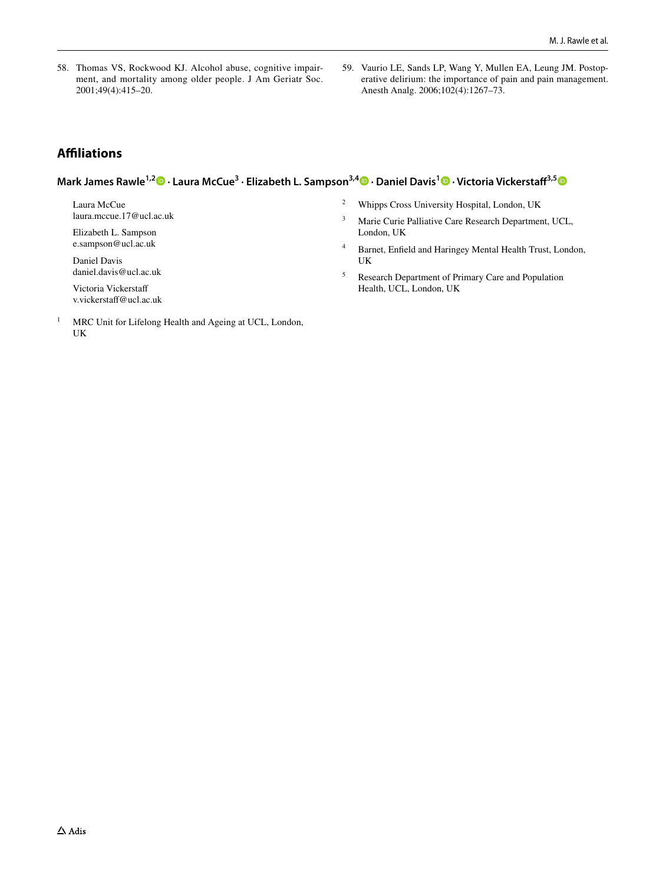58. Thomas VS, Rockwood KJ. Alcohol abuse, cognitive impairment, and mortality among older people. J Am Geriatr Soc. 2001;49(4):415–20.

59. Vaurio LE, Sands LP, Wang Y, Mullen EA, Leung JM. Postoperative delirium: the importance of pain and pain management. Anesth Analg. 2006;102(4):1267–73.

## Affiliations

**Mark James Rawle[1,2] · Laura McCue[3] · Elizabeth L. Sampson[3,4] · Daniel Davis[1] · Victoria Vickerstaff[3,5]**

Laura McCue
laura.mccue.17@ucl.ac.uk

Elizabeth L. Sampson
e.sampson@ucl.ac.uk

Daniel Davis
daniel.davis@ucl.ac.uk

Victoria Vickerstaff
v.vickerstaff@ucl.ac.uk

1 MRC Unit for Lifelong Health and Ageing at UCL, London, UK

2 Whipps Cross University Hospital, London, UK

3 Marie Curie Palliative Care Research Department, UCL, London, UK

4 Barnet, Enfield and Haringey Mental Health Trust, London, UK

5 Research Department of Primary Care and Population Health, UCL, London, UK